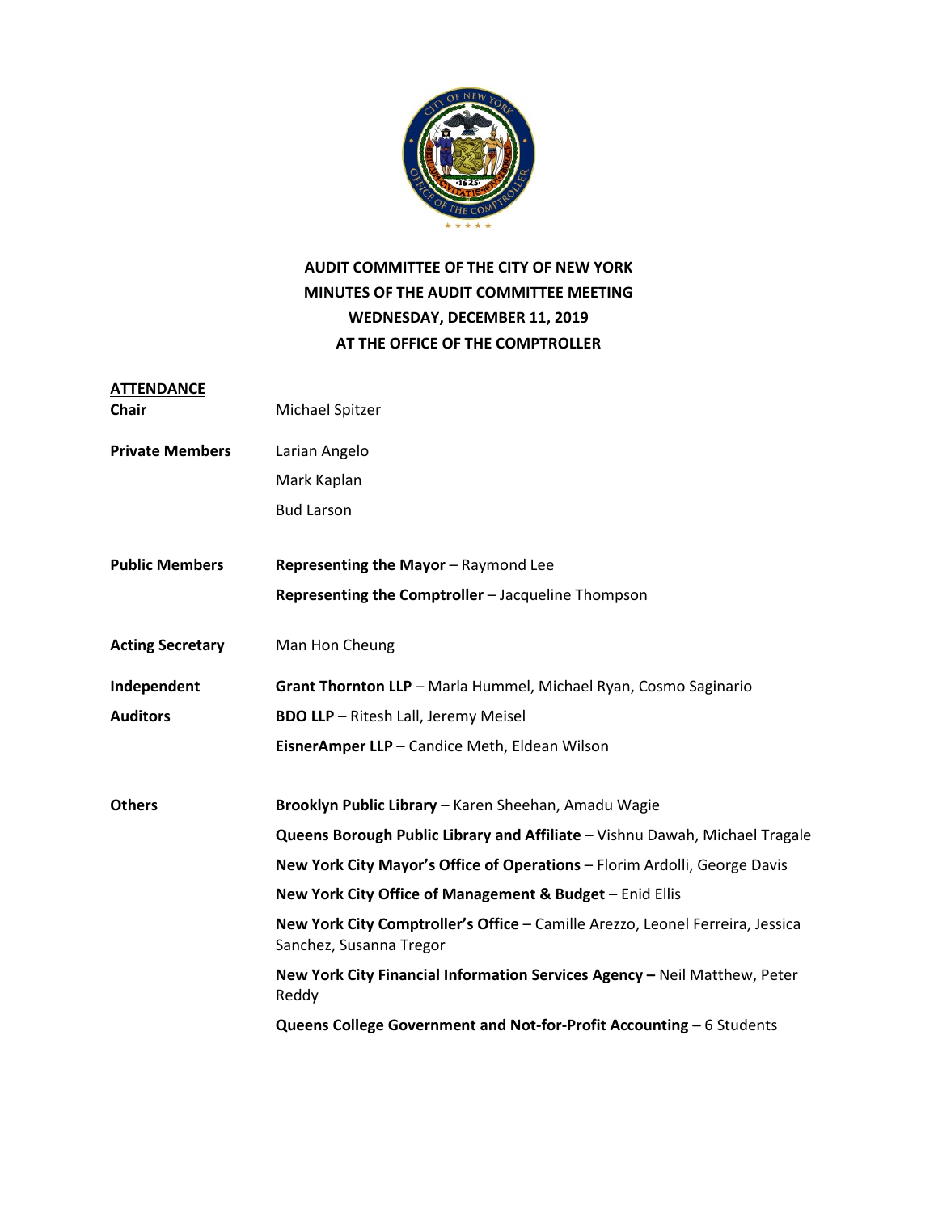# AUDIT COMMITTEE OF THE CITY OF NEW YORK
## MINUTES OF THE AUDIT COMMITTEE MEETING
## WEDNESDAY, DECEMBER 11, 2019
## AT THE OFFICE OF THE COMPTROLLER

**ATTENDANCE**

**Chair** — Michael Spitzer

**Private Members**
- Larian Angelo
- Mark Kaplan
- Bud Larson

**Public Members**
- **Representing the Mayor** – Raymond Lee
- **Representing the Comptroller** – Jacqueline Thompson

**Acting Secretary** — Man Hon Cheung

**Independent Auditors**
- **Grant Thornton LLP** – Marla Hummel, Michael Ryan, Cosmo Saginario
- **BDO LLP** – Ritesh Lall, Jeremy Meisel
- **EisnerAmper LLP** – Candice Meth, Eldean Wilson

**Others**
- **Brooklyn Public Library** – Karen Sheehan, Amadu Wagie
- **Queens Borough Public Library and Affiliate** – Vishnu Dawah, Michael Tragale
- **New York City Mayor's Office of Operations** – Florim Ardolli, George Davis
- **New York City Office of Management & Budget** – Enid Ellis
- **New York City Comptroller's Office** – Camille Arezzo, Leonel Ferreira, Jessica Sanchez, Susanna Tregor
- **New York City Financial Information Services Agency –** Neil Matthew, Peter Reddy
- **Queens College Government and Not-for-Profit Accounting –** 6 Students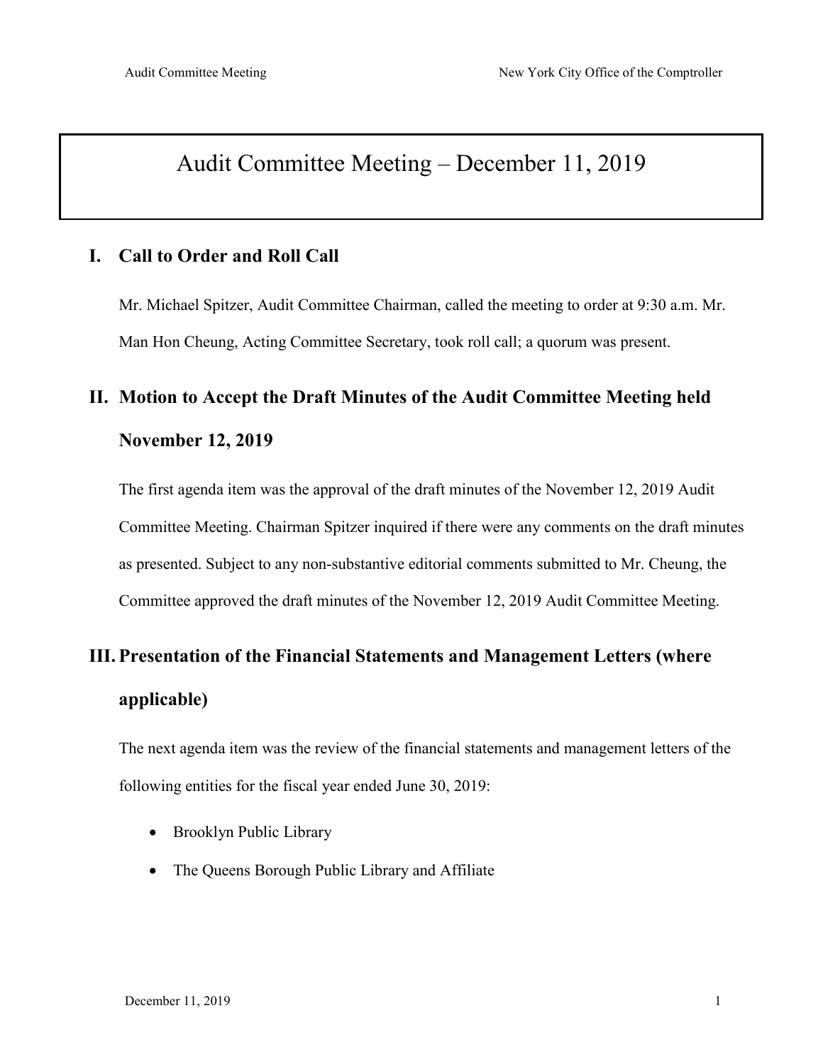# Audit Committee Meeting – December 11, 2019

## I. Call to Order and Roll Call

Mr. Michael Spitzer, Audit Committee Chairman, called the meeting to order at 9:30 a.m. Mr. Man Hon Cheung, Acting Committee Secretary, took roll call; a quorum was present.

## II. Motion to Accept the Draft Minutes of the Audit Committee Meeting held November 12, 2019

The first agenda item was the approval of the draft minutes of the November 12, 2019 Audit Committee Meeting. Chairman Spitzer inquired if there were any comments on the draft minutes as presented. Subject to any non-substantive editorial comments submitted to Mr. Cheung, the Committee approved the draft minutes of the November 12, 2019 Audit Committee Meeting.

## III. Presentation of the Financial Statements and Management Letters (where applicable)

The next agenda item was the review of the financial statements and management letters of the following entities for the fiscal year ended June 30, 2019:

- Brooklyn Public Library
- The Queens Borough Public Library and Affiliate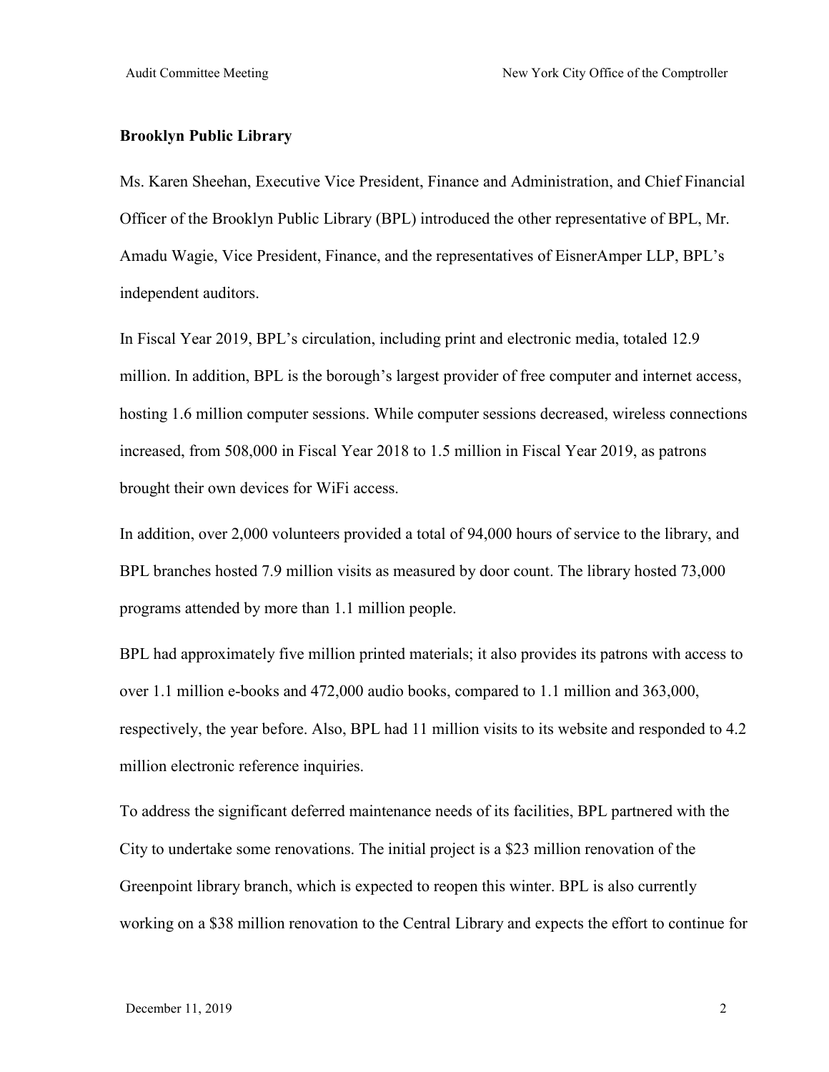**Brooklyn Public Library**

Ms. Karen Sheehan, Executive Vice President, Finance and Administration, and Chief Financial Officer of the Brooklyn Public Library (BPL) introduced the other representative of BPL, Mr. Amadu Wagie, Vice President, Finance, and the representatives of EisnerAmper LLP, BPL's independent auditors.

In Fiscal Year 2019, BPL's circulation, including print and electronic media, totaled 12.9 million. In addition, BPL is the borough's largest provider of free computer and internet access, hosting 1.6 million computer sessions. While computer sessions decreased, wireless connections increased, from 508,000 in Fiscal Year 2018 to 1.5 million in Fiscal Year 2019, as patrons brought their own devices for WiFi access.

In addition, over 2,000 volunteers provided a total of 94,000 hours of service to the library, and BPL branches hosted 7.9 million visits as measured by door count. The library hosted 73,000 programs attended by more than 1.1 million people.

BPL had approximately five million printed materials; it also provides its patrons with access to over 1.1 million e-books and 472,000 audio books, compared to 1.1 million and 363,000, respectively, the year before. Also, BPL had 11 million visits to its website and responded to 4.2 million electronic reference inquiries.

To address the significant deferred maintenance needs of its facilities, BPL partnered with the City to undertake some renovations. The initial project is a $23 million renovation of the Greenpoint library branch, which is expected to reopen this winter. BPL is also currently working on a $38 million renovation to the Central Library and expects the effort to continue for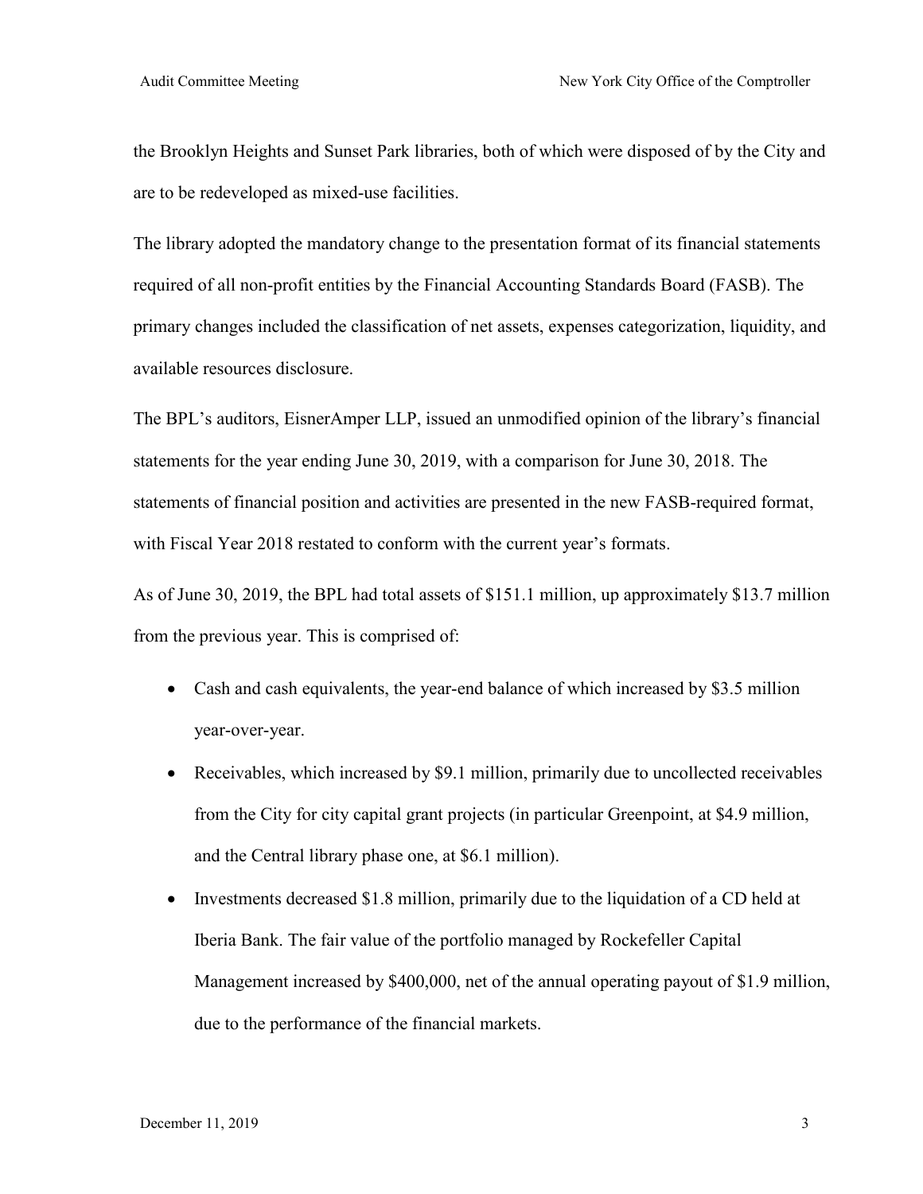the Brooklyn Heights and Sunset Park libraries, both of which were disposed of by the City and are to be redeveloped as mixed-use facilities.

The library adopted the mandatory change to the presentation format of its financial statements required of all non-profit entities by the Financial Accounting Standards Board (FASB). The primary changes included the classification of net assets, expenses categorization, liquidity, and available resources disclosure.

The BPL's auditors, EisnerAmper LLP, issued an unmodified opinion of the library's financial statements for the year ending June 30, 2019, with a comparison for June 30, 2018. The statements of financial position and activities are presented in the new FASB-required format, with Fiscal Year 2018 restated to conform with the current year's formats.

As of June 30, 2019, the BPL had total assets of $151.1 million, up approximately $13.7 million from the previous year. This is comprised of:

- Cash and cash equivalents, the year-end balance of which increased by $3.5 million year-over-year.
- Receivables, which increased by $9.1 million, primarily due to uncollected receivables from the City for city capital grant projects (in particular Greenpoint, at $4.9 million, and the Central library phase one, at $6.1 million).
- Investments decreased $1.8 million, primarily due to the liquidation of a CD held at Iberia Bank. The fair value of the portfolio managed by Rockefeller Capital Management increased by $400,000, net of the annual operating payout of $1.9 million, due to the performance of the financial markets.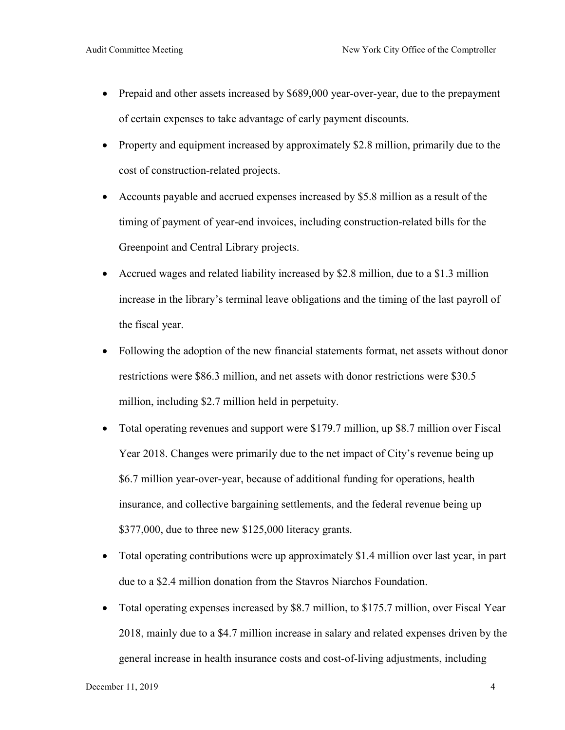- Prepaid and other assets increased by $689,000 year-over-year, due to the prepayment of certain expenses to take advantage of early payment discounts.
- Property and equipment increased by approximately $2.8 million, primarily due to the cost of construction-related projects.
- Accounts payable and accrued expenses increased by $5.8 million as a result of the timing of payment of year-end invoices, including construction-related bills for the Greenpoint and Central Library projects.
- Accrued wages and related liability increased by $2.8 million, due to a $1.3 million increase in the library's terminal leave obligations and the timing of the last payroll of the fiscal year.
- Following the adoption of the new financial statements format, net assets without donor restrictions were $86.3 million, and net assets with donor restrictions were $30.5 million, including $2.7 million held in perpetuity.
- Total operating revenues and support were $179.7 million, up $8.7 million over Fiscal Year 2018. Changes were primarily due to the net impact of City's revenue being up $6.7 million year-over-year, because of additional funding for operations, health insurance, and collective bargaining settlements, and the federal revenue being up $377,000, due to three new $125,000 literacy grants.
- Total operating contributions were up approximately $1.4 million over last year, in part due to a $2.4 million donation from the Stavros Niarchos Foundation.
- Total operating expenses increased by $8.7 million, to $175.7 million, over Fiscal Year 2018, mainly due to a $4.7 million increase in salary and related expenses driven by the general increase in health insurance costs and cost-of-living adjustments, including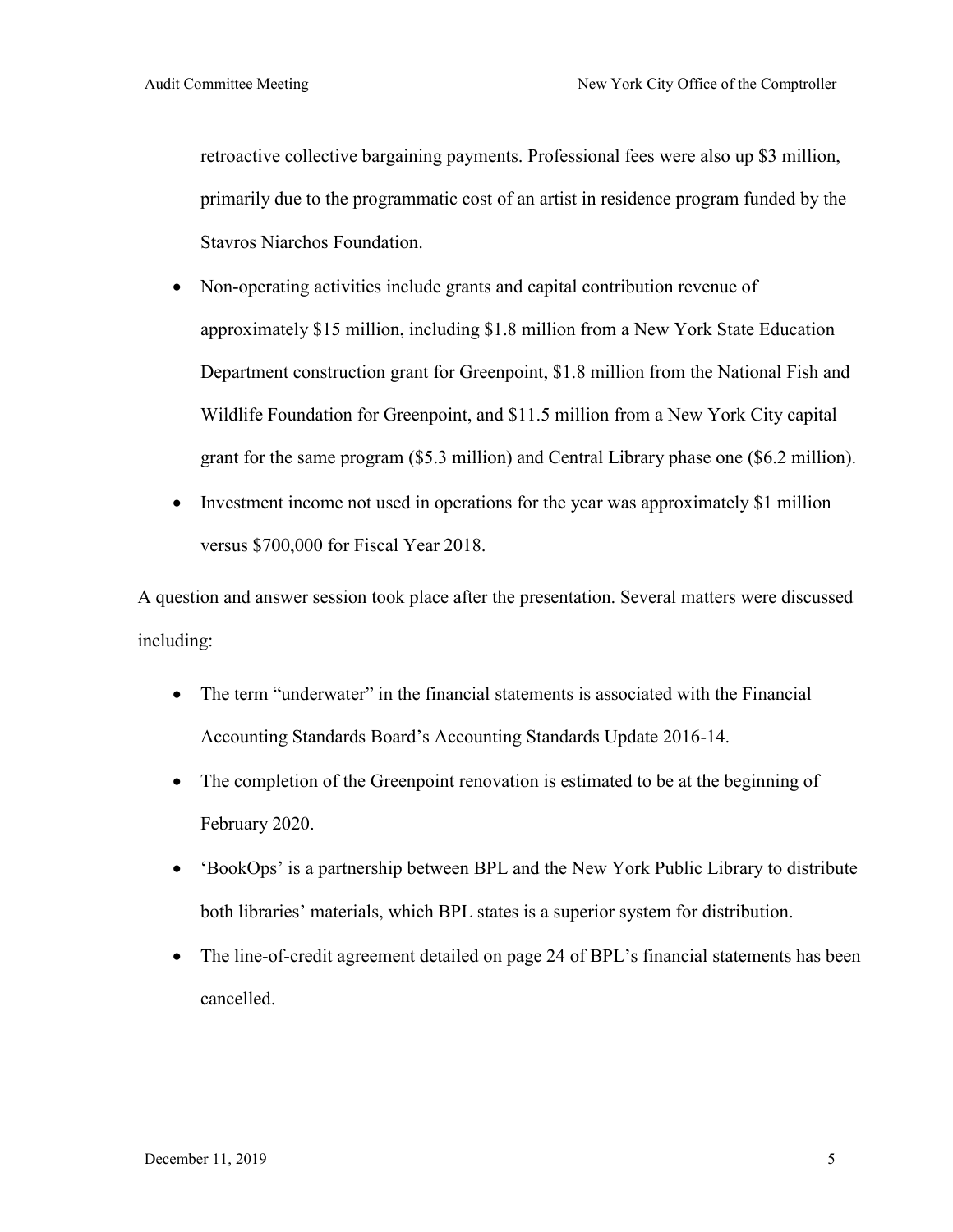retroactive collective bargaining payments. Professional fees were also up $3 million, primarily due to the programmatic cost of an artist in residence program funded by the Stavros Niarchos Foundation.

- Non-operating activities include grants and capital contribution revenue of approximately $15 million, including $1.8 million from a New York State Education Department construction grant for Greenpoint, $1.8 million from the National Fish and Wildlife Foundation for Greenpoint, and $11.5 million from a New York City capital grant for the same program ($5.3 million) and Central Library phase one ($6.2 million).
- Investment income not used in operations for the year was approximately $1 million versus $700,000 for Fiscal Year 2018.

A question and answer session took place after the presentation. Several matters were discussed including:

- The term "underwater" in the financial statements is associated with the Financial Accounting Standards Board's Accounting Standards Update 2016-14.
- The completion of the Greenpoint renovation is estimated to be at the beginning of February 2020.
- 'BookOps' is a partnership between BPL and the New York Public Library to distribute both libraries' materials, which BPL states is a superior system for distribution.
- The line-of-credit agreement detailed on page 24 of BPL's financial statements has been cancelled.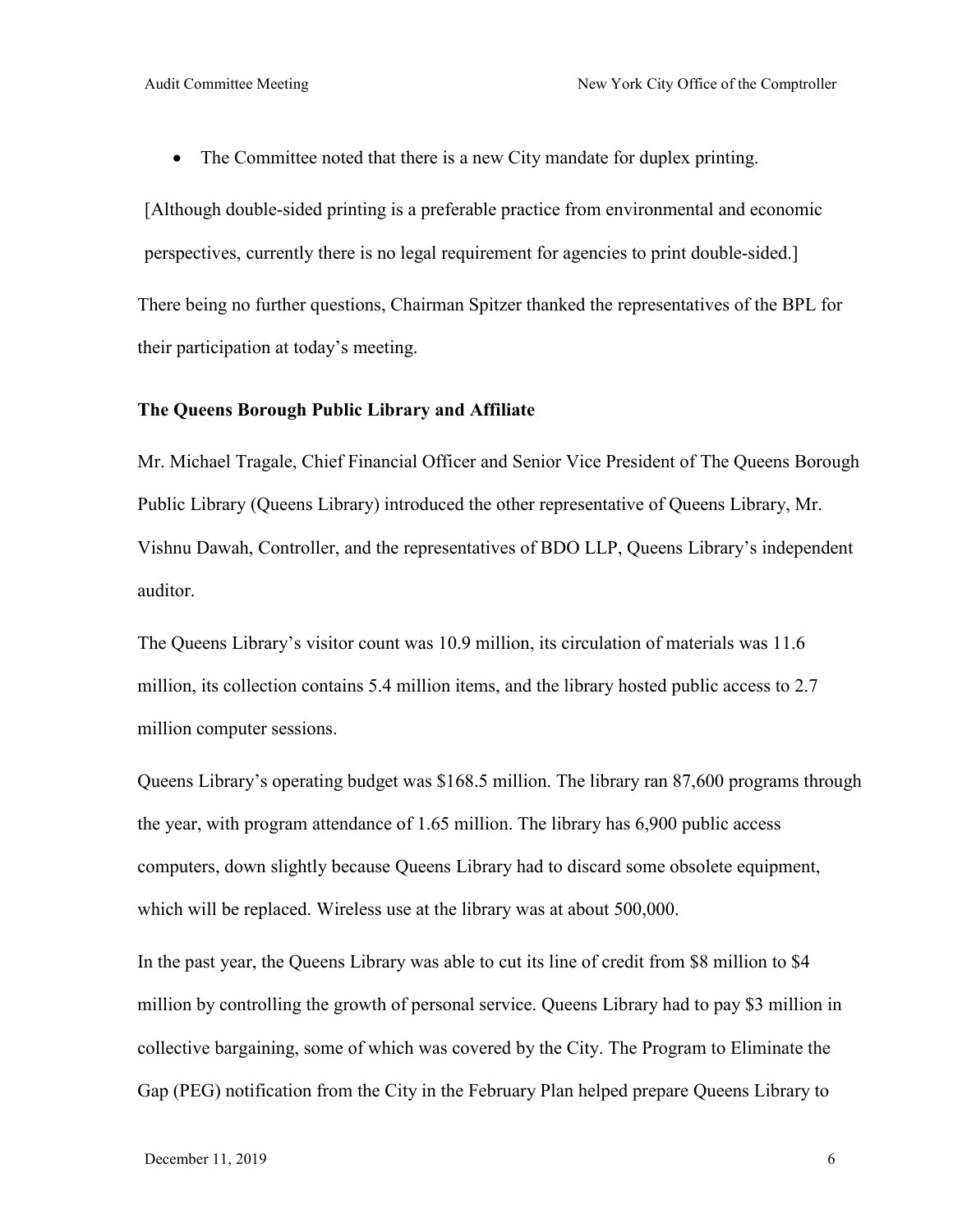- The Committee noted that there is a new City mandate for duplex printing.

[Although double-sided printing is a preferable practice from environmental and economic perspectives, currently there is no legal requirement for agencies to print double-sided.]

There being no further questions, Chairman Spitzer thanked the representatives of the BPL for their participation at today's meeting.

**The Queens Borough Public Library and Affiliate**

Mr. Michael Tragale, Chief Financial Officer and Senior Vice President of The Queens Borough Public Library (Queens Library) introduced the other representative of Queens Library, Mr. Vishnu Dawah, Controller, and the representatives of BDO LLP, Queens Library's independent auditor.

The Queens Library's visitor count was 10.9 million, its circulation of materials was 11.6 million, its collection contains 5.4 million items, and the library hosted public access to 2.7 million computer sessions.

Queens Library's operating budget was $168.5 million. The library ran 87,600 programs through the year, with program attendance of 1.65 million. The library has 6,900 public access computers, down slightly because Queens Library had to discard some obsolete equipment, which will be replaced. Wireless use at the library was at about 500,000.

In the past year, the Queens Library was able to cut its line of credit from $8 million to $4 million by controlling the growth of personal service. Queens Library had to pay $3 million in collective bargaining, some of which was covered by the City. The Program to Eliminate the Gap (PEG) notification from the City in the February Plan helped prepare Queens Library to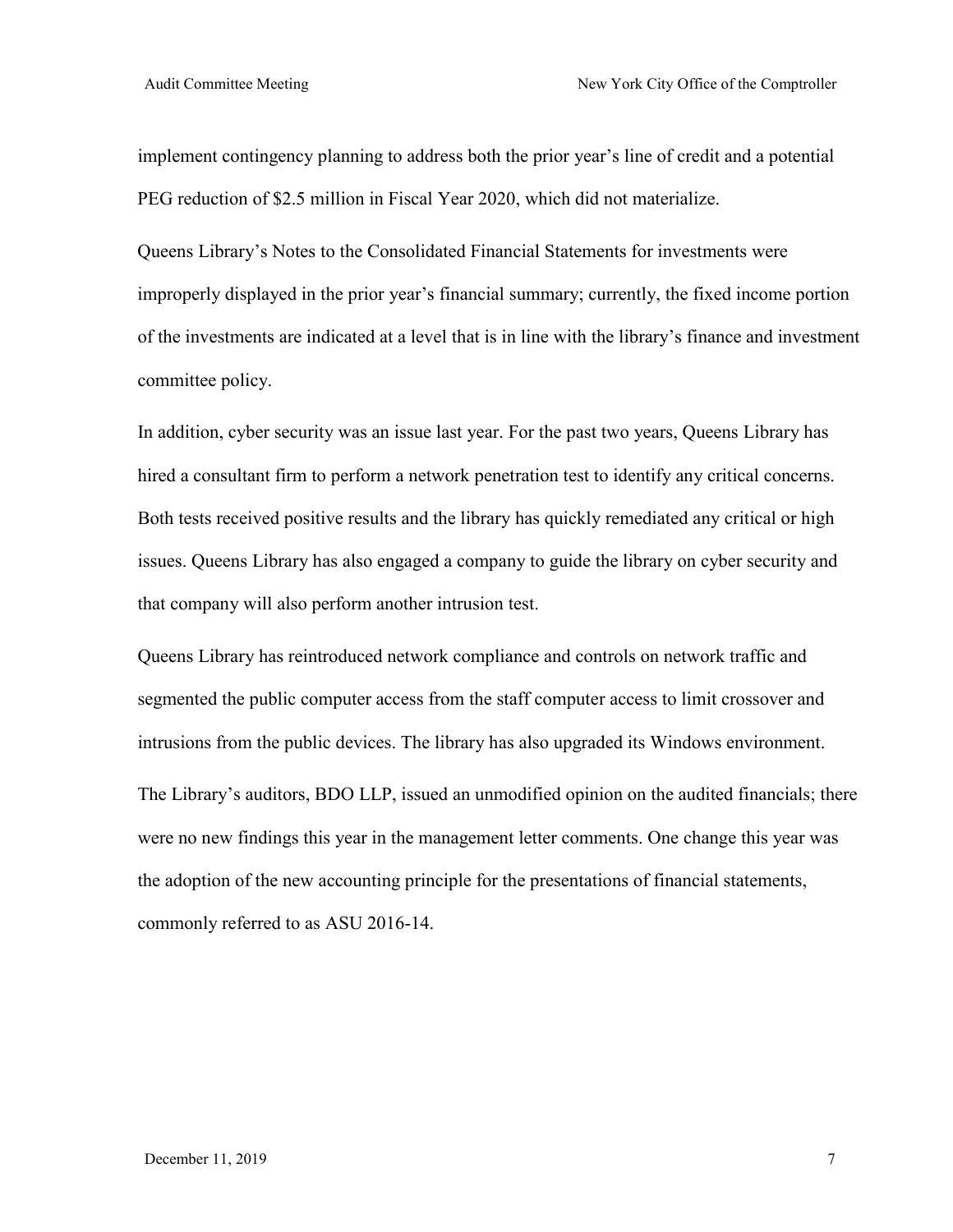implement contingency planning to address both the prior year's line of credit and a potential PEG reduction of $2.5 million in Fiscal Year 2020, which did not materialize.

Queens Library's Notes to the Consolidated Financial Statements for investments were improperly displayed in the prior year's financial summary; currently, the fixed income portion of the investments are indicated at a level that is in line with the library's finance and investment committee policy.

In addition, cyber security was an issue last year. For the past two years, Queens Library has hired a consultant firm to perform a network penetration test to identify any critical concerns. Both tests received positive results and the library has quickly remediated any critical or high issues. Queens Library has also engaged a company to guide the library on cyber security and that company will also perform another intrusion test.

Queens Library has reintroduced network compliance and controls on network traffic and segmented the public computer access from the staff computer access to limit crossover and intrusions from the public devices. The library has also upgraded its Windows environment.

The Library's auditors, BDO LLP, issued an unmodified opinion on the audited financials; there were no new findings this year in the management letter comments. One change this year was the adoption of the new accounting principle for the presentations of financial statements, commonly referred to as ASU 2016-14.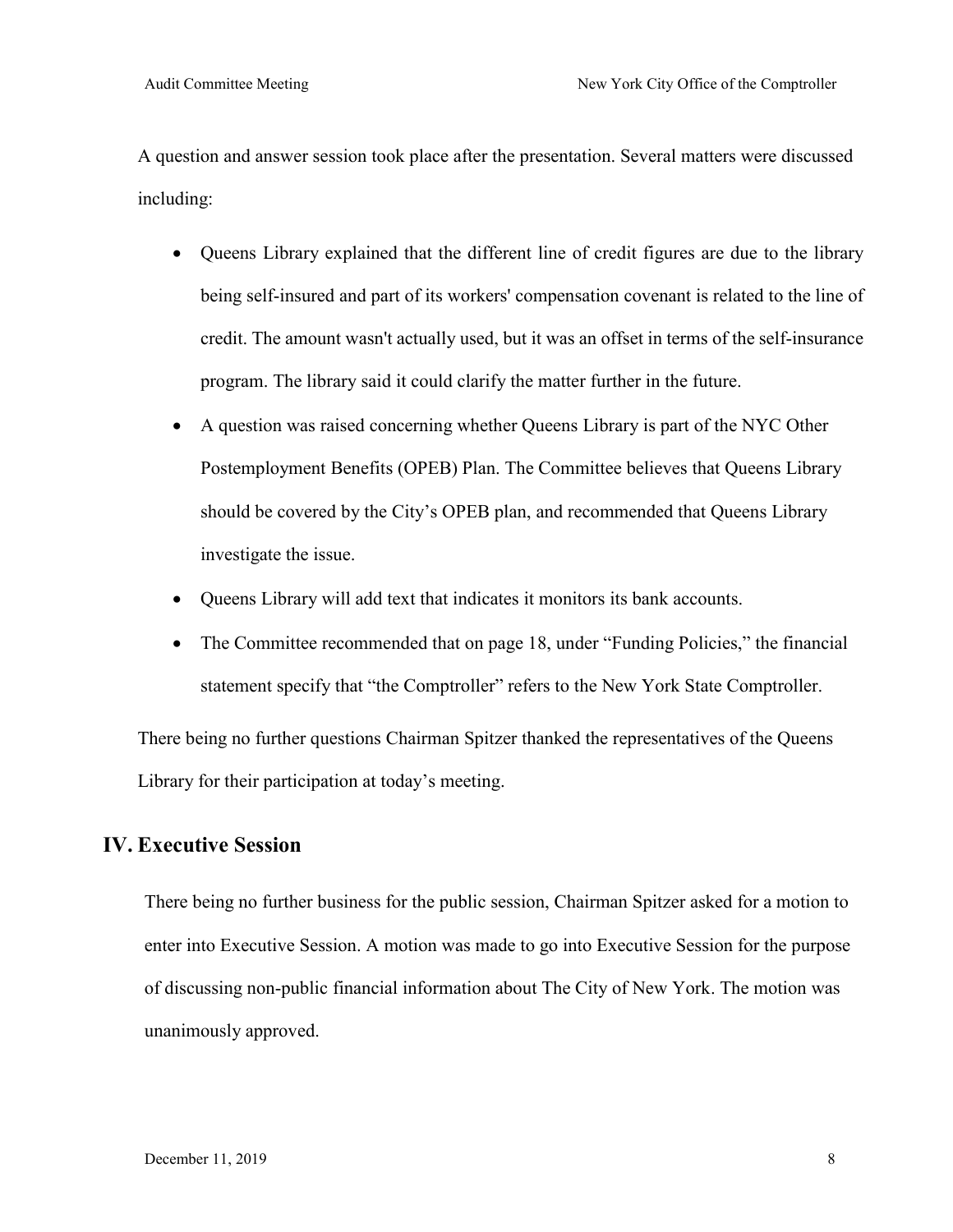A question and answer session took place after the presentation. Several matters were discussed including:

- Queens Library explained that the different line of credit figures are due to the library being self-insured and part of its workers' compensation covenant is related to the line of credit. The amount wasn't actually used, but it was an offset in terms of the self-insurance program. The library said it could clarify the matter further in the future.
- A question was raised concerning whether Queens Library is part of the NYC Other Postemployment Benefits (OPEB) Plan. The Committee believes that Queens Library should be covered by the City's OPEB plan, and recommended that Queens Library investigate the issue.
- Queens Library will add text that indicates it monitors its bank accounts.
- The Committee recommended that on page 18, under "Funding Policies," the financial statement specify that "the Comptroller" refers to the New York State Comptroller.

There being no further questions Chairman Spitzer thanked the representatives of the Queens Library for their participation at today's meeting.

## IV. Executive Session

There being no further business for the public session, Chairman Spitzer asked for a motion to enter into Executive Session. A motion was made to go into Executive Session for the purpose of discussing non-public financial information about The City of New York. The motion was unanimously approved.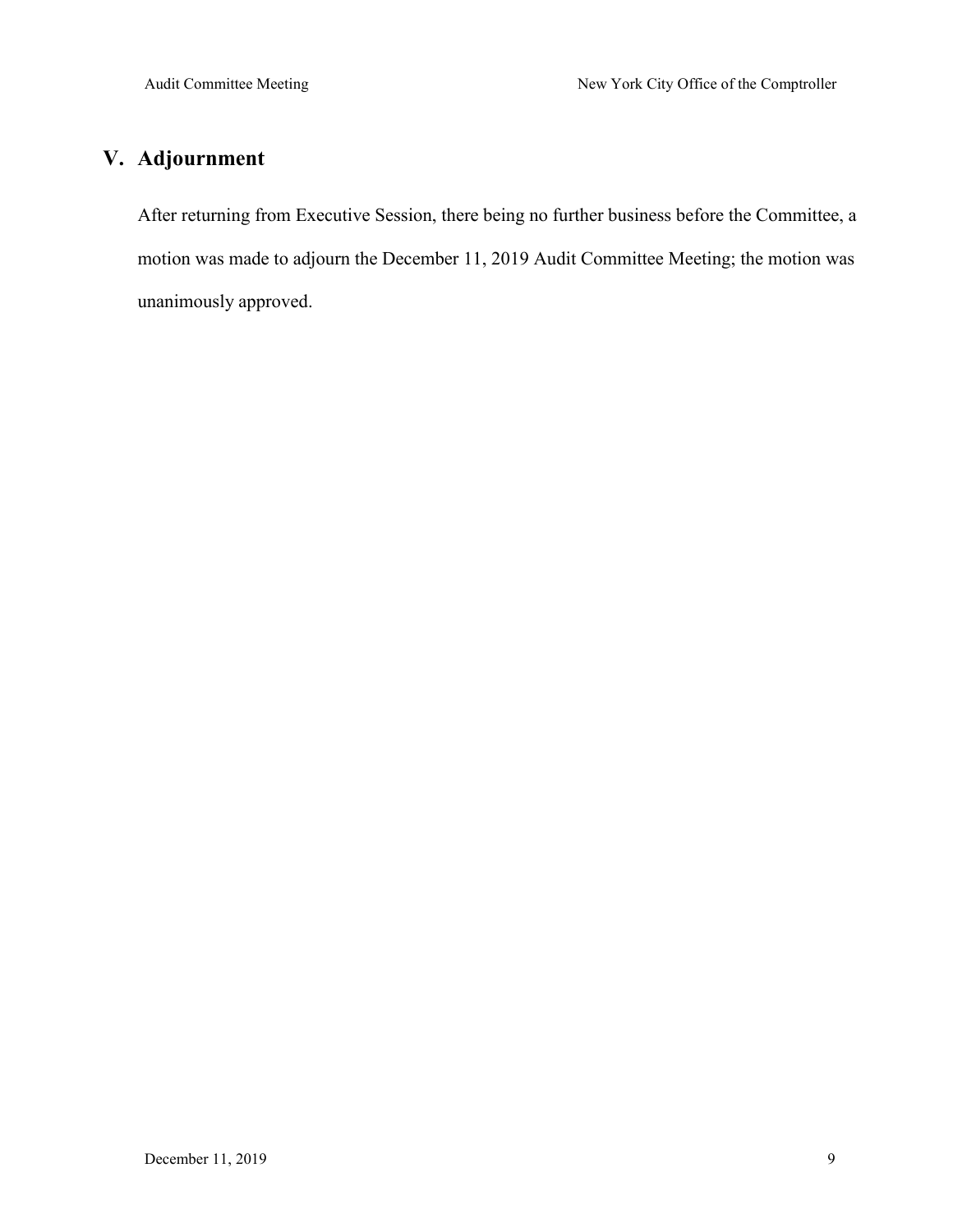## V. Adjournment

After returning from Executive Session, there being no further business before the Committee, a motion was made to adjourn the December 11, 2019 Audit Committee Meeting; the motion was unanimously approved.